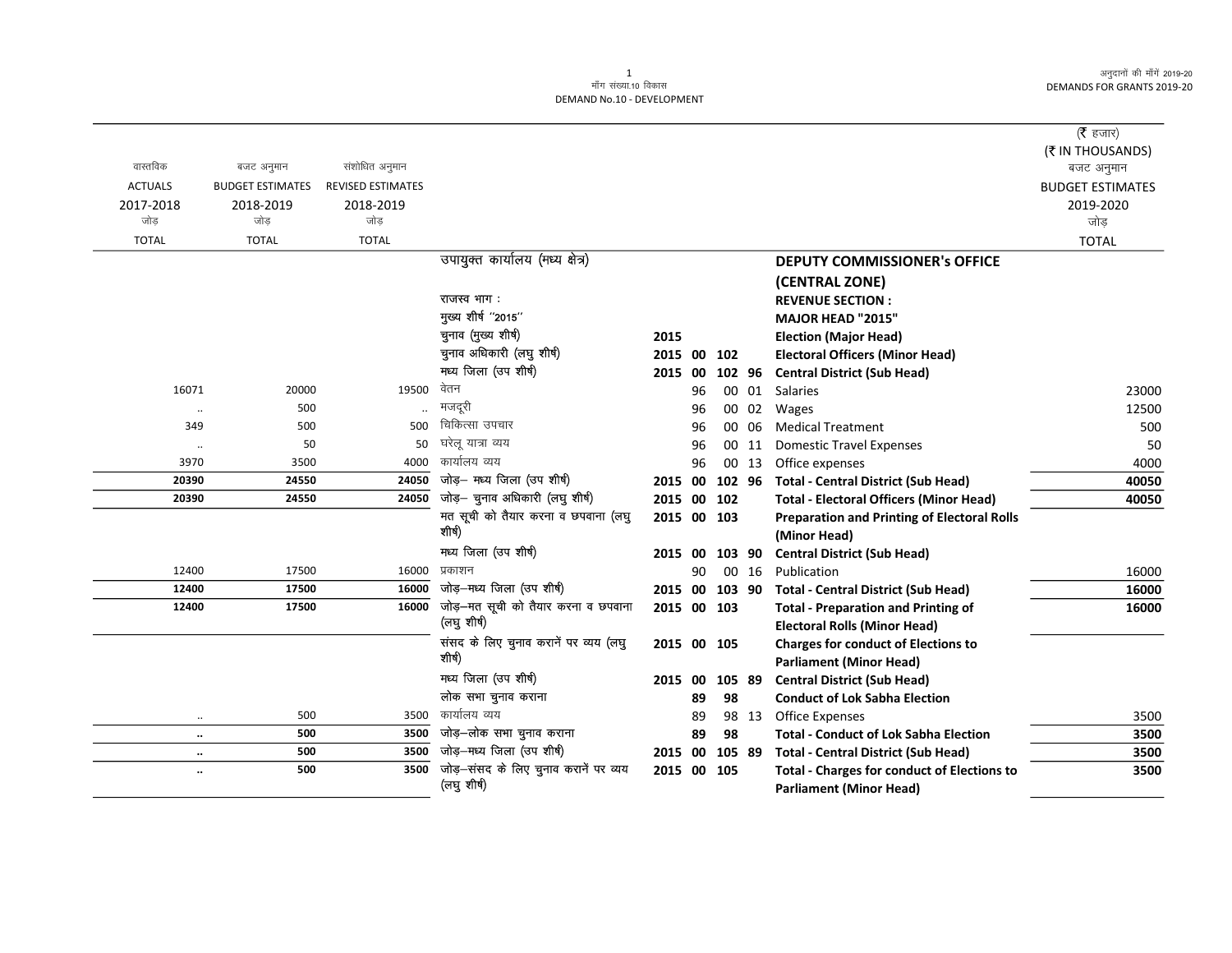मॉंग संख्या.10 विकास
DEMAND No.10 - DEVELOPMENT

अनुदानों की मॉंगें 2019-20
DEMANDS FOR GRANTS 2019-20

(₹ हजार)
(₹ IN THOUSANDS)

| वास्तविक ACTUALS 2017-2018 जोड़ TOTAL | बजट अनुमान BUDGET ESTIMATES 2018-2019 जोड़ TOTAL | संशोधित अनुमान REVISED ESTIMATES 2018-2019 जोड़ TOTAL | | | | | | | बजट अनुमान BUDGET ESTIMATES 2019-2020 जोड़ TOTAL |
|---|---|---|---|---|---|---|---|---|---|
| | | | उपायुक्त कार्यालय (मध्य क्षेत्र) | | | | | **DEPUTY COMMISSIONER's OFFICE (CENTRAL ZONE)** | |
| | | | राजस्व भाग : | | | | | **REVENUE SECTION :** | |
| | | | मुख्य शीर्ष ''2015'' | | | | | **MAJOR HEAD "2015"** | |
| | | | चुनाव (मुख्य शीर्ष) | 2015 | | | | **Election (Major Head)** | |
| | | | चुनाव अधिकारी (लघु शीर्ष) | 2015 | 00 | 102 | | **Electoral Officers (Minor Head)** | |
| | | | मध्य जिला (उप शीर्ष) | 2015 | 00 | 102 | 96 | **Central District (Sub Head)** | |
| 16071 | 20000 | 19500 | वेतन | | 96 | 00 | 01 | Salaries | 23000 |
| .. | 500 | .. | मजदूरी | | 96 | 00 | 02 | Wages | 12500 |
| 349 | 500 | 500 | चिकित्सा उपचार | | 96 | 00 | 06 | Medical Treatment | 500 |
| .. | 50 | 50 | घरेलू यात्रा व्यय | | 96 | 00 | 11 | Domestic Travel Expenses | 50 |
| 3970 | 3500 | 4000 | कार्यालय व्यय | | 96 | 00 | 13 | Office expenses | 4000 |
| **20390** | **24550** | **24050** | जोड़– मध्य जिला (उप शीर्ष) | 2015 | 00 | 102 | 96 | **Total - Central District (Sub Head)** | **40050** |
| **20390** | **24550** | **24050** | जोड़– चुनाव अधिकारी (लघु शीर्ष) | 2015 | 00 | 102 | | **Total - Electoral Officers (Minor Head)** | **40050** |
| | | | मत सूची को तैयार करना व छपवाना (लघु शीर्ष) | 2015 | 00 | 103 | | **Preparation and Printing of Electoral Rolls (Minor Head)** | |
| | | | मध्य जिला (उप शीर्ष) | 2015 | 00 | 103 | 90 | **Central District (Sub Head)** | |
| 12400 | 17500 | 16000 | प्रकाशन | | 90 | 00 | 16 | Publication | 16000 |
| **12400** | **17500** | **16000** | जोड़–मध्य जिला (उप शीर्ष) | 2015 | 00 | 103 | 90 | **Total - Central District (Sub Head)** | **16000** |
| **12400** | **17500** | **16000** | जोड़–मत सूची को तैयार करना व छपवाना (लघु शीर्ष) | 2015 | 00 | 103 | | **Total - Preparation and Printing of Electoral Rolls (Minor Head)** | **16000** |
| | | | संसद के लिए चुनाव करानें पर व्यय (लघु शीर्ष) | 2015 | 00 | 105 | | **Charges for conduct of Elections to Parliament (Minor Head)** | |
| | | | मध्य जिला (उप शीर्ष) | 2015 | 00 | 105 | 89 | **Central District (Sub Head)** | |
| | | | लोक सभा चुनाव कराना | | 89 | 98 | | **Conduct of Lok Sabha Election** | |
| .. | 500 | 3500 | कार्यालय व्यय | | 89 | 98 | 13 | Office Expenses | 3500 |
| **..** | **500** | **3500** | जोड़–लोक सभा चुनाव कराना | | 89 | 98 | | **Total - Conduct of Lok Sabha Election** | **3500** |
| **..** | **500** | **3500** | जोड़–मध्य जिला (उप शीर्ष) | 2015 | 00 | 105 | 89 | **Total - Central District (Sub Head)** | **3500** |
| **..** | **500** | **3500** | जोड़–संसद के लिए चुनाव करानें पर व्यय (लघु शीर्ष) | 2015 | 00 | 105 | | **Total - Charges for conduct of Elections to Parliament (Minor Head)** | **3500** |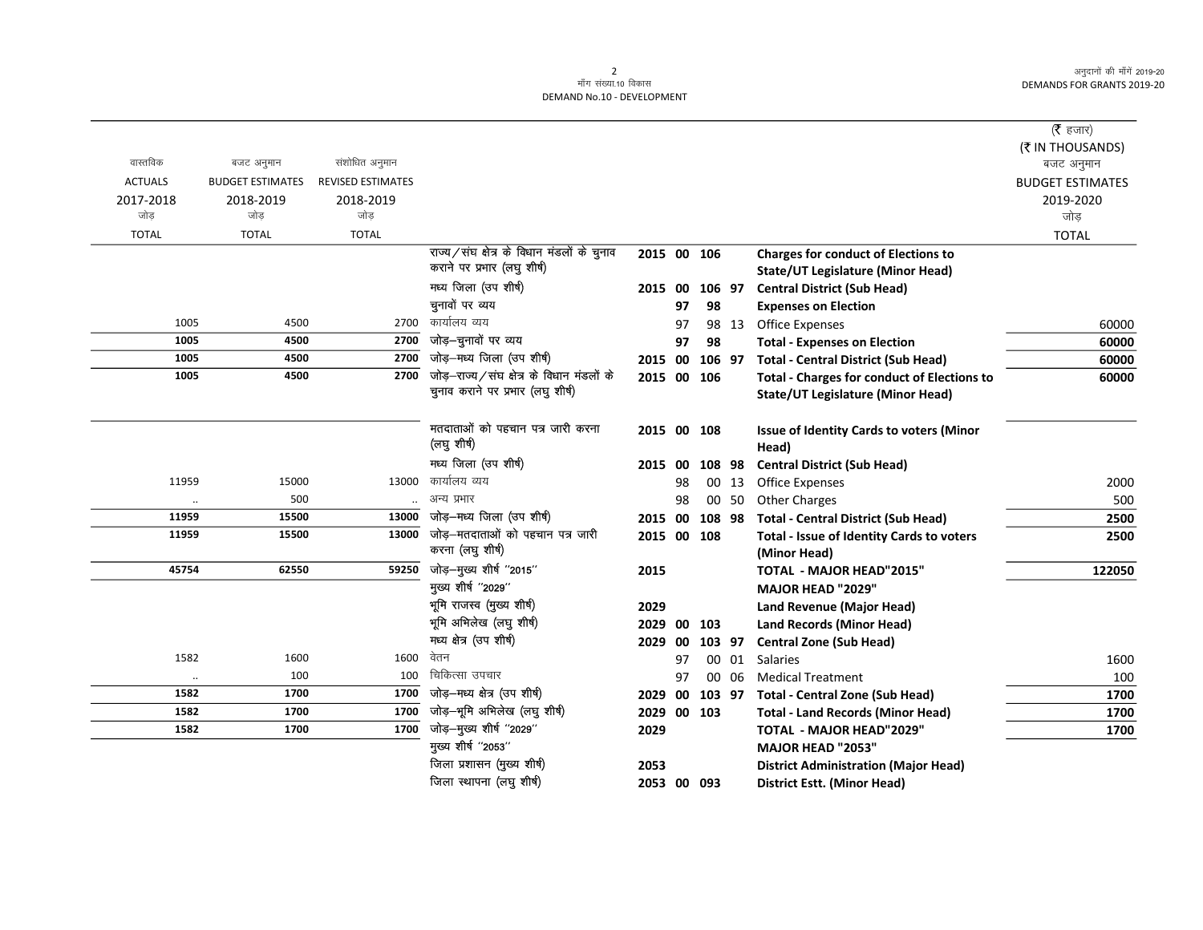| वास्तविक ACTUALS 2017-2018 जोड़ TOTAL | बजट अनुमान BUDGET ESTIMATES 2018-2019 जोड़ TOTAL | संशोधित अनुमान REVISED ESTIMATES 2018-2019 जोड़ TOTAL | | | | | | | (₹ हजार) (₹ IN THOUSANDS) बजट अनुमान BUDGET ESTIMATES 2019-2020 जोड़ TOTAL |
|---|---|---|---|---|---|---|---|---|---|
| | | | राज्य/संघ क्षेत्र के विधान मंडलों के चुनाव कराने पर प्रभार (लघु शीर्ष) | 2015 | 00 | 106 | | **Charges for conduct of Elections to State/UT Legislature (Minor Head)** | |
| | | | मध्य जिला (उप शीर्ष) | 2015 | 00 | 106 | 97 | **Central District (Sub Head)** | |
| | | | चुनावों पर व्यय | | 97 | 98 | | **Expenses on Election** | |
| 1005 | 4500 | 2700 | कार्यालय व्यय | | 97 | 98 | 13 | Office Expenses | 60000 |
| **1005** | **4500** | **2700** | जोड़–चुनावों पर व्यय | | **97** | **98** | | **Total - Expenses on Election** | **60000** |
| **1005** | **4500** | **2700** | जोड़–मध्य जिला (उप शीर्ष) | **2015** | **00** | **106** | **97** | **Total - Central District (Sub Head)** | **60000** |
| **1005** | **4500** | **2700** | जोड़–राज्य/संघ क्षेत्र के विधान मंडलों के चुनाव कराने पर प्रभार (लघु शीर्ष) | **2015** | **00** | **106** | | **Total - Charges for conduct of Elections to State/UT Legislature (Minor Head)** | **60000** |
| | | | मतदाताओं को पहचान पत्र जारी करना (लघु शीर्ष) | 2015 | 00 | 108 | | **Issue of Identity Cards to voters (Minor Head)** | |
| | | | मध्य जिला (उप शीर्ष) | 2015 | 00 | 108 | 98 | **Central District (Sub Head)** | |
| 11959 | 15000 | 13000 | कार्यालय व्यय | | 98 | 00 | 13 | Office Expenses | 2000 |
| .. | 500 | .. | अन्य प्रभार | | 98 | 00 | 50 | Other Charges | 500 |
| **11959** | **15500** | **13000** | जोड़–मध्य जिला (उप शीर्ष) | **2015** | **00** | **108** | **98** | **Total - Central District (Sub Head)** | **2500** |
| **11959** | **15500** | **13000** | जोड़–मतदाताओं को पहचान पत्र जारी करना (लघु शीर्ष) | **2015** | **00** | **108** | | **Total - Issue of Identity Cards to voters (Minor Head)** | **2500** |
| **45754** | **62550** | **59250** | जोड़–मुख्य शीर्ष "2015" | **2015** | | | | **TOTAL - MAJOR HEAD"2015"** | **122050** |
| | | | मुख्य शीर्ष "2029" | | | | | **MAJOR HEAD "2029"** | |
| | | | भूमि राजस्व (मुख्य शीर्ष) | 2029 | | | | **Land Revenue (Major Head)** | |
| | | | भूमि अभिलेख (लघु शीर्ष) | 2029 | 00 | 103 | | **Land Records (Minor Head)** | |
| | | | मध्य क्षेत्र (उप शीर्ष) | 2029 | 00 | 103 | 97 | **Central Zone (Sub Head)** | |
| 1582 | 1600 | 1600 | वेतन | | 97 | 00 | 01 | Salaries | 1600 |
| .. | 100 | 100 | चिकित्सा उपचार | | 97 | 00 | 06 | Medical Treatment | 100 |
| **1582** | **1700** | **1700** | जोड़–मध्य क्षेत्र (उप शीर्ष) | **2029** | **00** | **103** | **97** | **Total - Central Zone (Sub Head)** | **1700** |
| **1582** | **1700** | **1700** | जोड़–भूमि अभिलेख (लघु शीर्ष) | **2029** | **00** | **103** | | **Total - Land Records (Minor Head)** | **1700** |
| **1582** | **1700** | **1700** | जोड़–मुख्य शीर्ष "2029" | **2029** | | | | **TOTAL - MAJOR HEAD"2029"** | **1700** |
| | | | मुख्य शीर्ष "2053" | | | | | **MAJOR HEAD "2053"** | |
| | | | जिला प्रशासन (मुख्य शीर्ष) | 2053 | | | | **District Administration (Major Head)** | |
| | | | जिला स्थापना (लघु शीर्ष) | 2053 | 00 | 093 | | **District Estt. (Minor Head)** | |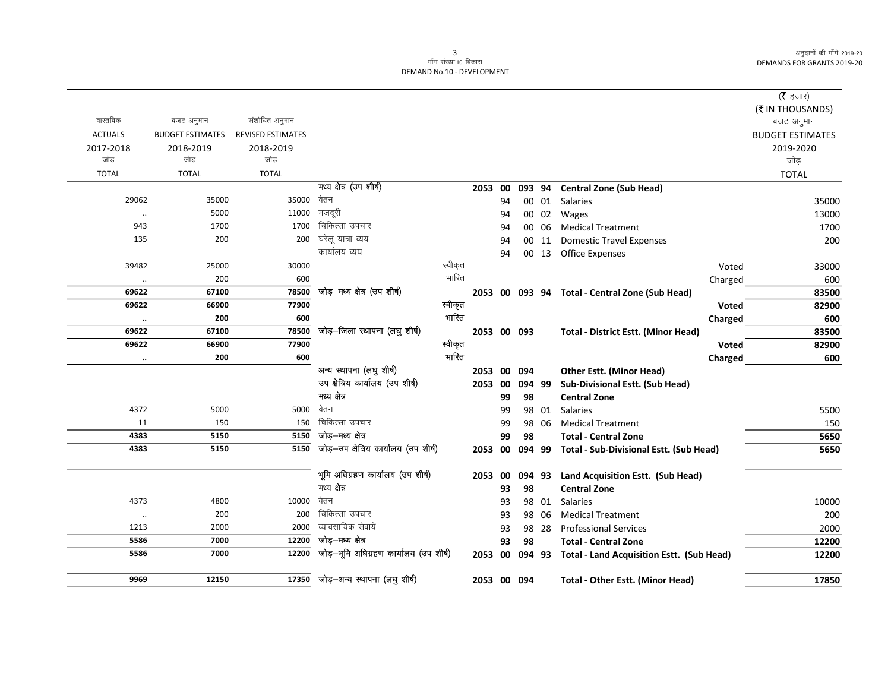(₹ हजार)
(₹ IN THOUSANDS)

| वास्तविक ACTUALS 2017-2018 जोड़ TOTAL | बजट अनुमान BUDGET ESTIMATES 2018-2019 जोड़ TOTAL | संशोधित अनुमान REVISED ESTIMATES 2018-2019 जोड़ TOTAL | | | | | | | | बजट अनुमान BUDGET ESTIMATES 2019-2020 जोड़ TOTAL |
|---|---|---|---|---|---|---|---|---|---|---|
| | | | मध्य क्षेत्र (उप शीर्ष) | 2053 | 00 | 093 | 94 | **Central Zone (Sub Head)** | | |
| 29062 | 35000 | 35000 | वेतन | | 94 | 00 | 01 | Salaries | | 35000 |
| .. | 5000 | 11000 | मजदूरी | | 94 | 00 | 02 | Wages | | 13000 |
| 943 | 1700 | 1700 | चिकित्सा उपचार | | 94 | 00 | 06 | Medical Treatment | | 1700 |
| 135 | 200 | 200 | घरेलू यात्रा व्यय | | 94 | 00 | 11 | Domestic Travel Expenses | | 200 |
| | | | कार्यालय व्यय | | 94 | 00 | 13 | Office Expenses | | |
| 39482 | 25000 | 30000 | स्वीकृत | | | | | | Voted | 33000 |
| .. | 200 | 600 | भारित | | | | | | Charged | 600 |
| **69622** | **67100** | **78500** | जोड़–मध्य क्षेत्र (उप शीर्ष) | **2053** | **00** | **093** | **94** | **Total - Central Zone (Sub Head)** | | **83500** |
| **69622** | **66900** | **77900** | स्वीकृत | | | | | | **Voted** | **82900** |
| **..** | **200** | **600** | भारित | | | | | | **Charged** | **600** |
| **69622** | **67100** | **78500** | जोड़–जिला स्थापना (लघु शीर्ष) | **2053** | **00** | **093** | | **Total - District Estt. (Minor Head)** | | **83500** |
| **69622** | **66900** | **77900** | स्वीकृत | | | | | | **Voted** | **82900** |
| **..** | **200** | **600** | भारित | | | | | | **Charged** | **600** |
| | | | अन्य स्थापना (लघु शीर्ष) | **2053** | **00** | **094** | | **Other Estt. (Minor Head)** | | |
| | | | उप क्षेत्रिय कार्यालय (उप शीर्ष) | **2053** | **00** | **094** | **99** | **Sub-Divisional Estt. (Sub Head)** | | |
| | | | मध्य क्षेत्र | | **99** | **98** | | **Central Zone** | | |
| 4372 | 5000 | 5000 | वेतन | | 99 | 98 | 01 | Salaries | | 5500 |
| 11 | 150 | 150 | चिकित्सा उपचार | | 99 | 98 | 06 | Medical Treatment | | 150 |
| **4383** | **5150** | **5150** | जोड़–मध्य क्षेत्र | | **99** | **98** | | **Total - Central Zone** | | **5650** |
| **4383** | **5150** | **5150** | जोड़–उप क्षेत्रिय कार्यालय (उप शीर्ष) | **2053** | **00** | **094** | **99** | **Total - Sub-Divisional Estt. (Sub Head)** | | **5650** |
| | | | भूमि अधिग्रहण कार्यालय (उप शीर्ष) | **2053** | **00** | **094** | **93** | **Land Acquisition Estt. (Sub Head)** | | |
| | | | मध्य क्षेत्र | | **93** | **98** | | **Central Zone** | | |
| 4373 | 4800 | 10000 | वेतन | | 93 | 98 | 01 | Salaries | | 10000 |
| .. | 200 | 200 | चिकित्सा उपचार | | 93 | 98 | 06 | Medical Treatment | | 200 |
| 1213 | 2000 | 2000 | व्यावसायिक सेवायें | | 93 | 98 | 28 | Professional Services | | 2000 |
| **5586** | **7000** | **12200** | जोड़–मध्य क्षेत्र | | **93** | **98** | | **Total - Central Zone** | | **12200** |
| **5586** | **7000** | **12200** | जोड़–भूमि अधिग्रहण कार्यालय (उप शीर्ष) | **2053** | **00** | **094** | **93** | **Total - Land Acquisition Estt. (Sub Head)** | | **12200** |
| **9969** | **12150** | **17350** | जोड़–अन्य स्थापना (लघु शीर्ष) | **2053** | **00** | **094** | | **Total - Other Estt. (Minor Head)** | | **17850** |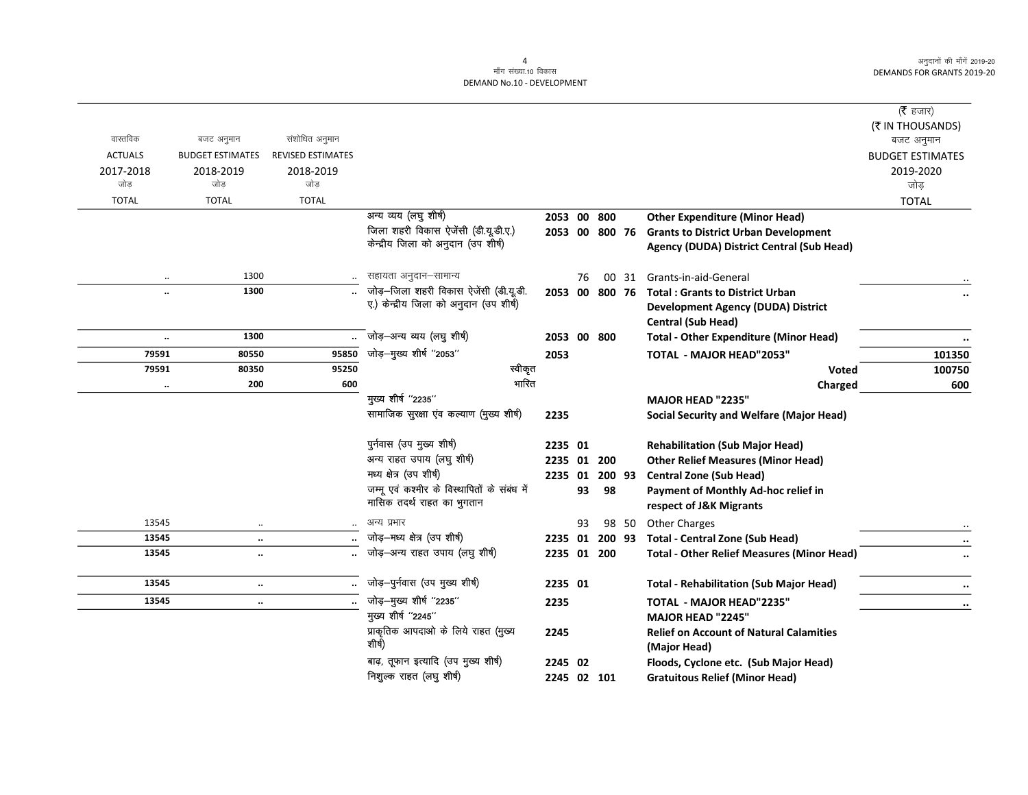| वास्तविक ACTUALS 2017-2018 जोड़ TOTAL | बजट अनुमान BUDGET ESTIMATES 2018-2019 जोड़ TOTAL | संशोधित अनुमान REVISED ESTIMATES 2018-2019 जोड़ TOTAL | | | | | | | (₹ हजार) (₹ IN THOUSANDS) बजट अनुमान BUDGET ESTIMATES 2019-2020 जोड़ TOTAL |
|---|---|---|---|---|---|---|---|---|---|
| | | | अन्य व्यय (लघु शीर्ष) | 2053 | 00 | 800 | | **Other Expenditure (Minor Head)** | |
| | | | जिला शहरी विकास ऐजेंसी (डी.यू.डी.ए.) केन्द्रीय जिला को अनुदान (उप शीर्ष) | 2053 | 00 | 800 | 76 | **Grants to District Urban Development Agency (DUDA) District Central (Sub Head)** | |
| .. | 1300 | .. | सहायता अनुदान–सामान्य | | 76 | 00 | 31 | Grants-in-aid-General | .. |
| **..** | **1300** | **..** | जोड़–जिला शहरी विकास ऐजेंसी (डी.यू.डी.ए.) केन्द्रीय जिला को अनुदान (उप शीर्ष) | 2053 | 00 | 800 | 76 | **Total : Grants to District Urban Development Agency (DUDA) District Central (Sub Head)** | **..** |
| **..** | **1300** | **..** | जोड़–अन्य व्यय (लघु शीर्ष) | 2053 | 00 | 800 | | **Total - Other Expenditure (Minor Head)** | **..** |
| **79591** | **80550** | **95850** | जोड़–मुख्य शीर्ष "2053" | 2053 | | | | **TOTAL - MAJOR HEAD"2053"** | **101350** |
| **79591** | **80350** | **95250** | स्वीकृत | | | | | **Voted** | **100750** |
| **..** | **200** | **600** | भारित | | | | | **Charged** | **600** |
| | | | मुख्य शीर्ष "2235" | | | | | **MAJOR HEAD "2235"** | |
| | | | सामाजिक सुरक्षा एंव कल्याण (मुख्य शीर्ष) | 2235 | | | | **Social Security and Welfare (Major Head)** | |
| | | | पुर्नवास (उप मुख्य शीर्ष) | 2235 | 01 | | | **Rehabilitation (Sub Major Head)** | |
| | | | अन्य राहत उपाय (लघु शीर्ष) | 2235 | 01 | 200 | | **Other Relief Measures (Minor Head)** | |
| | | | मध्य क्षेत्र (उप शीर्ष) | 2235 | 01 | 200 | 93 | **Central Zone (Sub Head)** | |
| | | | जम्मू एवं कश्मीर के विस्थापितों के संबंध में मासिक तदर्थ राहत का भुगतान | | 93 | 98 | | **Payment of Monthly Ad-hoc relief in respect of J&K Migrants** | |
| 13545 | .. | .. | अन्य प्रभार | | 93 | 98 | 50 | Other Charges | .. |
| **13545** | **..** | **..** | जोड़–मध्य क्षेत्र (उप शीर्ष) | 2235 | 01 | 200 | 93 | **Total - Central Zone (Sub Head)** | **..** |
| **13545** | **..** | **..** | जोड़–अन्य राहत उपाय (लघु शीर्ष) | 2235 | 01 | 200 | | **Total - Other Relief Measures (Minor Head)** | **..** |
| **13545** | **..** | **..** | जोड़–पुर्नवास (उप मुख्य शीर्ष) | 2235 | 01 | | | **Total - Rehabilitation (Sub Major Head)** | **..** |
| **13545** | **..** | **..** | जोड़–मुख्य शीर्ष "2235" | 2235 | | | | **TOTAL - MAJOR HEAD"2235"** | **..** |
| | | | मुख्य शीर्ष "2245" | | | | | **MAJOR HEAD "2245"** | |
| | | | प्राकृतिक आपदाओ के लिये राहत (मुख्य शीर्ष) | 2245 | | | | **Relief on Account of Natural Calamities (Major Head)** | |
| | | | बाढ़, तूफान इत्यादि (उप मुख्य शीर्ष) | 2245 | 02 | | | **Floods, Cyclone etc. (Sub Major Head)** | |
| | | | निशुल्क राहत (लघु शीर्ष) | 2245 | 02 | 101 | | **Gratuitous Relief (Minor Head)** | |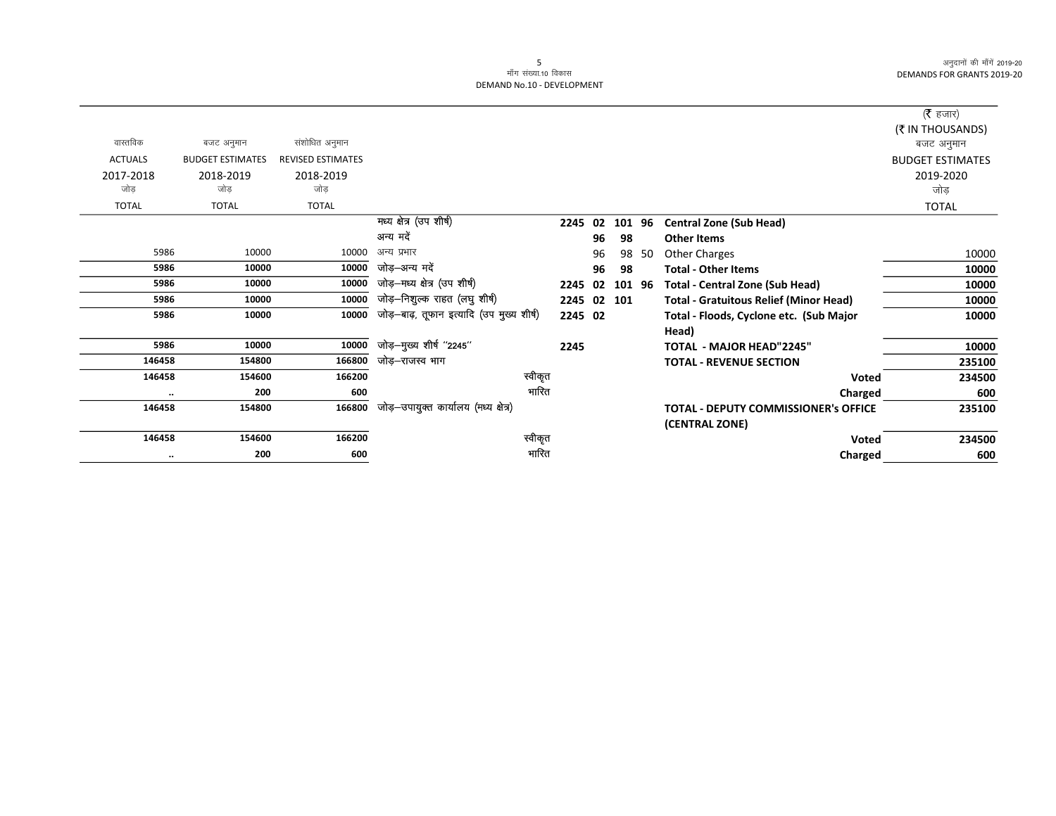माँग संख्या.10 विकास
DEMAND No.10 - DEVELOPMENT

अनुदानों की माँगें 2019-20
DEMANDS FOR GRANTS 2019-20

(₹ हजार)
(₹ IN THOUSANDS)

| वास्तविक ACTUALS 2017-2018 जोड़ TOTAL | बजट अनुमान BUDGET ESTIMATES 2018-2019 जोड़ TOTAL | संशोधित अनुमान REVISED ESTIMATES 2018-2019 जोड़ TOTAL | | | | | | | बजट अनुमान BUDGET ESTIMATES 2019-2020 जोड़ TOTAL |
|---|---|---|---|---|---|---|---|---|---|
| | | | मध्य क्षेत्र (उप शीर्ष) | 2245 | 02 | 101 | 96 | **Central Zone (Sub Head)** | |
| | | | अन्य मदें | | 96 | 98 | | **Other Items** | |
| 5986 | 10000 | 10000 | अन्य प्रभार | | 96 | 98 | 50 | Other Charges | 10000 |
| **5986** | **10000** | **10000** | जोड़–अन्य मदें | | 96 | 98 | | **Total - Other Items** | **10000** |
| **5986** | **10000** | **10000** | जोड़–मध्य क्षेत्र (उप शीर्ष) | 2245 | 02 | 101 | 96 | **Total - Central Zone (Sub Head)** | **10000** |
| **5986** | **10000** | **10000** | जोड़–निशुल्क राहत (लघु शीर्ष) | 2245 | 02 | 101 | | **Total - Gratuitous Relief (Minor Head)** | **10000** |
| **5986** | **10000** | **10000** | जोड़–बाढ़, तूफान इत्यादि (उप मुख्य शीर्ष) | 2245 | 02 | | | **Total - Floods, Cyclone etc. (Sub Major Head)** | **10000** |
| **5986** | **10000** | **10000** | जोड़–मुख्य शीर्ष "2245" | 2245 | | | | **TOTAL - MAJOR HEAD"2245"** | **10000** |
| **146458** | **154800** | **166800** | जोड़–राजस्व भाग | | | | | **TOTAL - REVENUE SECTION** | **235100** |
| **146458** | **154600** | **166200** | स्वीकृत | | | | | **Voted** | **234500** |
| **..** | **200** | **600** | भारित | | | | | **Charged** | **600** |
| **146458** | **154800** | **166800** | जोड़–उपायुक्त कार्यालय (मध्य क्षेत्र) | | | | | **TOTAL - DEPUTY COMMISSIONER's OFFICE (CENTRAL ZONE)** | **235100** |
| **146458** | **154600** | **166200** | स्वीकृत | | | | | **Voted** | **234500** |
| **..** | **200** | **600** | भारित | | | | | **Charged** | **600** |